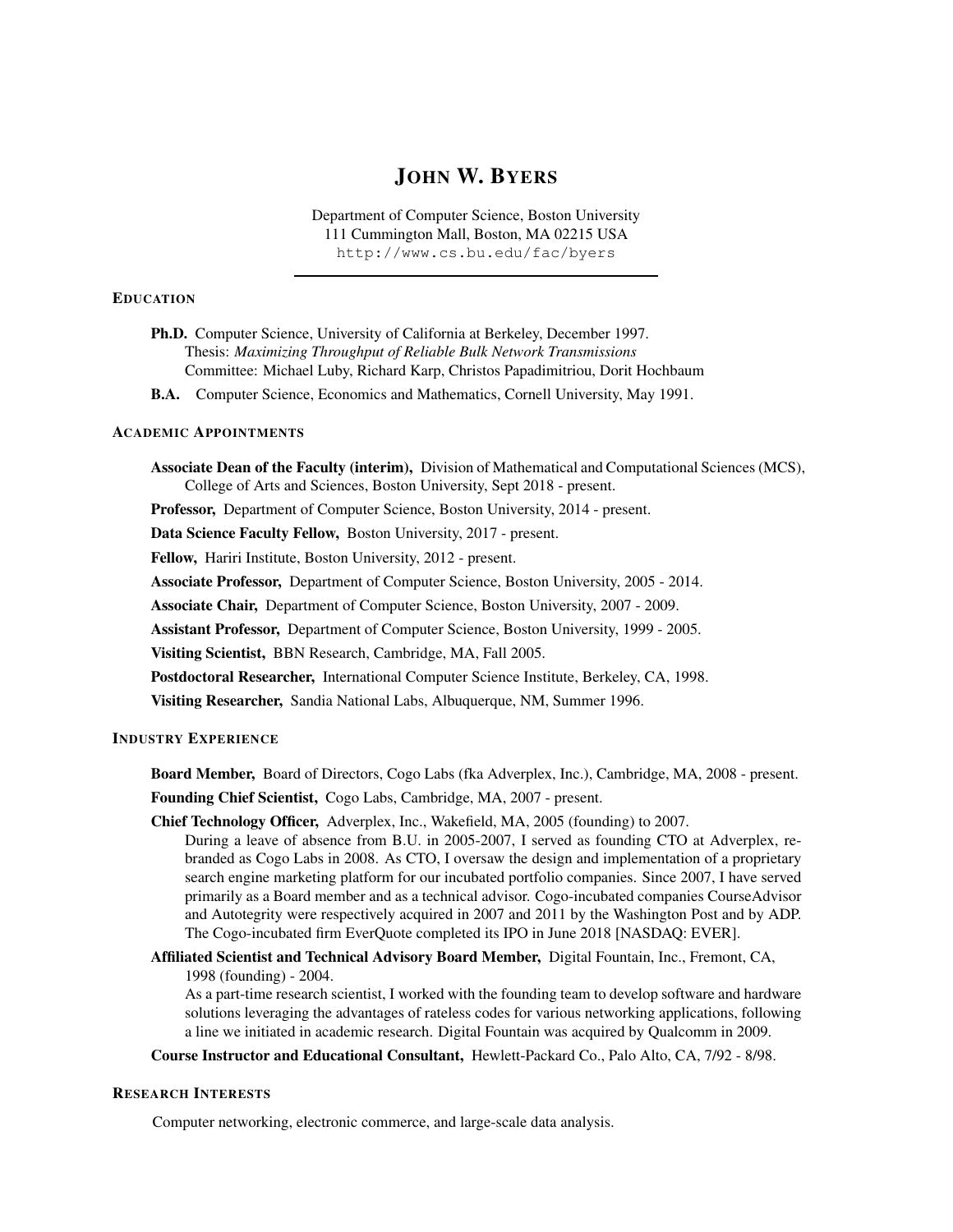# John W. Byers

Department of Computer Science, Boston University
111 Cummington Mall, Boston, MA 02215 USA
http://www.cs.bu.edu/fac/byers

---

## Education

**Ph.D.** Computer Science, University of California at Berkeley, December 1997.
Thesis: *Maximizing Throughput of Reliable Bulk Network Transmissions*
Committee: Michael Luby, Richard Karp, Christos Papadimitriou, Dorit Hochbaum

**B.A.** Computer Science, Economics and Mathematics, Cornell University, May 1991.

## Academic Appointments

**Associate Dean of the Faculty (interim),** Division of Mathematical and Computational Sciences (MCS), College of Arts and Sciences, Boston University, Sept 2018 - present.

**Professor,** Department of Computer Science, Boston University, 2014 - present.

**Data Science Faculty Fellow,** Boston University, 2017 - present.

**Fellow,** Hariri Institute, Boston University, 2012 - present.

**Associate Professor,** Department of Computer Science, Boston University, 2005 - 2014.

**Associate Chair,** Department of Computer Science, Boston University, 2007 - 2009.

**Assistant Professor,** Department of Computer Science, Boston University, 1999 - 2005.

**Visiting Scientist,** BBN Research, Cambridge, MA, Fall 2005.

**Postdoctoral Researcher,** International Computer Science Institute, Berkeley, CA, 1998.

**Visiting Researcher,** Sandia National Labs, Albuquerque, NM, Summer 1996.

## Industry Experience

**Board Member,** Board of Directors, Cogo Labs (fka Adverplex, Inc.), Cambridge, MA, 2008 - present.

**Founding Chief Scientist,** Cogo Labs, Cambridge, MA, 2007 - present.

**Chief Technology Officer,** Adverplex, Inc., Wakefield, MA, 2005 (founding) to 2007.
During a leave of absence from B.U. in 2005-2007, I served as founding CTO at Adverplex, re-branded as Cogo Labs in 2008. As CTO, I oversaw the design and implementation of a proprietary search engine marketing platform for our incubated portfolio companies. Since 2007, I have served primarily as a Board member and as a technical advisor. Cogo-incubated companies CourseAdvisor and Autotegrity were respectively acquired in 2007 and 2011 by the Washington Post and by ADP. The Cogo-incubated firm EverQuote completed its IPO in June 2018 [NASDAQ: EVER].

**Affiliated Scientist and Technical Advisory Board Member,** Digital Fountain, Inc., Fremont, CA, 1998 (founding) - 2004.
As a part-time research scientist, I worked with the founding team to develop software and hardware solutions leveraging the advantages of rateless codes for various networking applications, following a line we initiated in academic research. Digital Fountain was acquired by Qualcomm in 2009.

**Course Instructor and Educational Consultant,** Hewlett-Packard Co., Palo Alto, CA, 7/92 - 8/98.

## Research Interests

Computer networking, electronic commerce, and large-scale data analysis.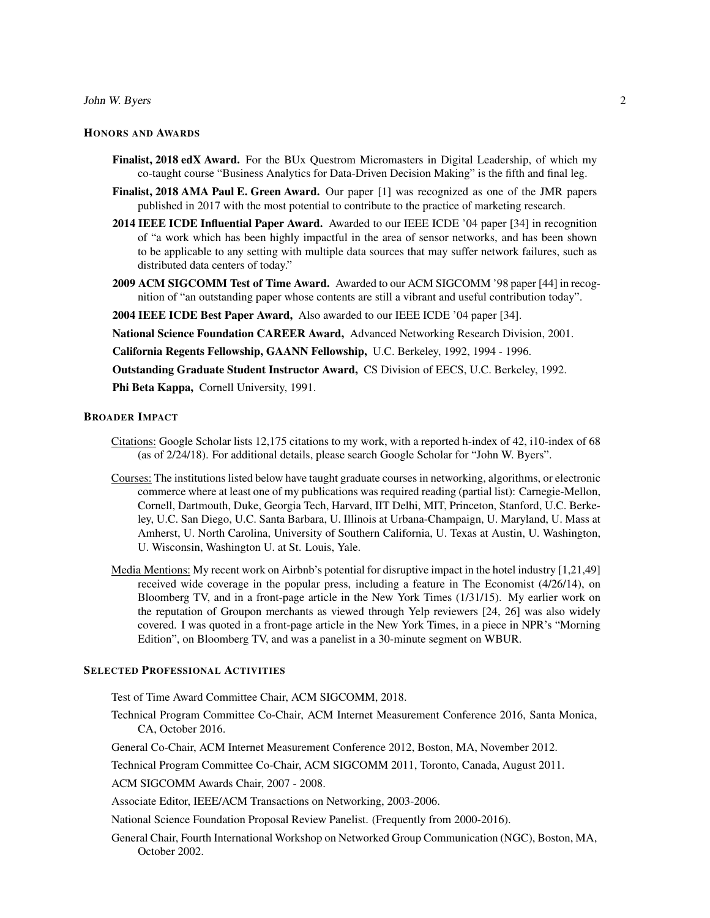## HONORS AND AWARDS

**Finalist, 2018 edX Award.** For the BUx Questrom Micromasters in Digital Leadership, of which my co-taught course "Business Analytics for Data-Driven Decision Making" is the fifth and final leg.

**Finalist, 2018 AMA Paul E. Green Award.** Our paper [1] was recognized as one of the JMR papers published in 2017 with the most potential to contribute to the practice of marketing research.

**2014 IEEE ICDE Influential Paper Award.** Awarded to our IEEE ICDE '04 paper [34] in recognition of "a work which has been highly impactful in the area of sensor networks, and has been shown to be applicable to any setting with multiple data sources that may suffer network failures, such as distributed data centers of today."

**2009 ACM SIGCOMM Test of Time Award.** Awarded to our ACM SIGCOMM '98 paper [44] in recognition of "an outstanding paper whose contents are still a vibrant and useful contribution today".

**2004 IEEE ICDE Best Paper Award,** Also awarded to our IEEE ICDE '04 paper [34].

**National Science Foundation CAREER Award,** Advanced Networking Research Division, 2001.

**California Regents Fellowship, GAANN Fellowship,** U.C. Berkeley, 1992, 1994 - 1996.

**Outstanding Graduate Student Instructor Award,** CS Division of EECS, U.C. Berkeley, 1992.

**Phi Beta Kappa,** Cornell University, 1991.

## BROADER IMPACT

Citations: Google Scholar lists 12,175 citations to my work, with a reported h-index of 42, i10-index of 68 (as of 2/24/18). For additional details, please search Google Scholar for "John W. Byers".

Courses: The institutions listed below have taught graduate courses in networking, algorithms, or electronic commerce where at least one of my publications was required reading (partial list): Carnegie-Mellon, Cornell, Dartmouth, Duke, Georgia Tech, Harvard, IIT Delhi, MIT, Princeton, Stanford, U.C. Berkeley, U.C. San Diego, U.C. Santa Barbara, U. Illinois at Urbana-Champaign, U. Maryland, U. Mass at Amherst, U. North Carolina, University of Southern California, U. Texas at Austin, U. Washington, U. Wisconsin, Washington U. at St. Louis, Yale.

Media Mentions: My recent work on Airbnb's potential for disruptive impact in the hotel industry [1,21,49] received wide coverage in the popular press, including a feature in The Economist (4/26/14), on Bloomberg TV, and in a front-page article in the New York Times (1/31/15). My earlier work on the reputation of Groupon merchants as viewed through Yelp reviewers [24, 26] was also widely covered. I was quoted in a front-page article in the New York Times, in a piece in NPR's "Morning Edition", on Bloomberg TV, and was a panelist in a 30-minute segment on WBUR.

## SELECTED PROFESSIONAL ACTIVITIES

Test of Time Award Committee Chair, ACM SIGCOMM, 2018.

Technical Program Committee Co-Chair, ACM Internet Measurement Conference 2016, Santa Monica, CA, October 2016.

General Co-Chair, ACM Internet Measurement Conference 2012, Boston, MA, November 2012.

Technical Program Committee Co-Chair, ACM SIGCOMM 2011, Toronto, Canada, August 2011.

ACM SIGCOMM Awards Chair, 2007 - 2008.

Associate Editor, IEEE/ACM Transactions on Networking, 2003-2006.

National Science Foundation Proposal Review Panelist. (Frequently from 2000-2016).

General Chair, Fourth International Workshop on Networked Group Communication (NGC), Boston, MA, October 2002.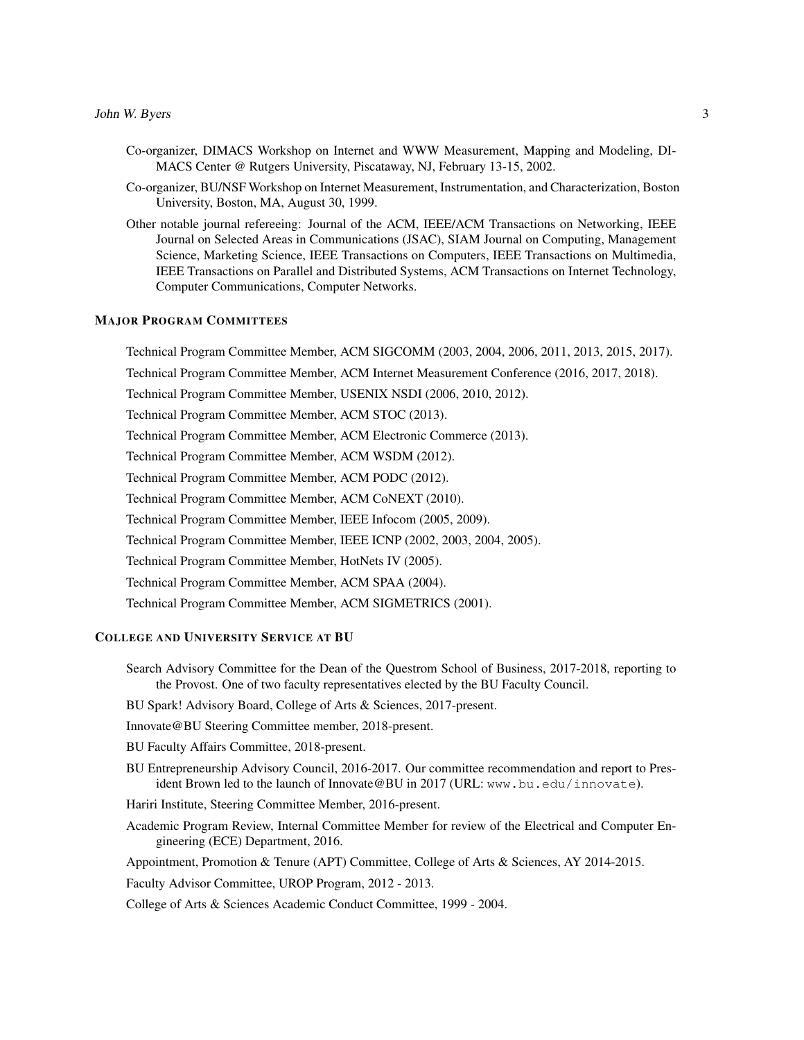Co-organizer, DIMACS Workshop on Internet and WWW Measurement, Mapping and Modeling, DIMACS Center @ Rutgers University, Piscataway, NJ, February 13-15, 2002.

Co-organizer, BU/NSF Workshop on Internet Measurement, Instrumentation, and Characterization, Boston University, Boston, MA, August 30, 1999.

Other notable journal refereeing: Journal of the ACM, IEEE/ACM Transactions on Networking, IEEE Journal on Selected Areas in Communications (JSAC), SIAM Journal on Computing, Management Science, Marketing Science, IEEE Transactions on Computers, IEEE Transactions on Multimedia, IEEE Transactions on Parallel and Distributed Systems, ACM Transactions on Internet Technology, Computer Communications, Computer Networks.

## MAJOR PROGRAM COMMITTEES

Technical Program Committee Member, ACM SIGCOMM (2003, 2004, 2006, 2011, 2013, 2015, 2017).

Technical Program Committee Member, ACM Internet Measurement Conference (2016, 2017, 2018).

Technical Program Committee Member, USENIX NSDI (2006, 2010, 2012).

Technical Program Committee Member, ACM STOC (2013).

Technical Program Committee Member, ACM Electronic Commerce (2013).

Technical Program Committee Member, ACM WSDM (2012).

Technical Program Committee Member, ACM PODC (2012).

Technical Program Committee Member, ACM CoNEXT (2010).

Technical Program Committee Member, IEEE Infocom (2005, 2009).

Technical Program Committee Member, IEEE ICNP (2002, 2003, 2004, 2005).

Technical Program Committee Member, HotNets IV (2005).

Technical Program Committee Member, ACM SPAA (2004).

Technical Program Committee Member, ACM SIGMETRICS (2001).

## COLLEGE AND UNIVERSITY SERVICE AT BU

Search Advisory Committee for the Dean of the Questrom School of Business, 2017-2018, reporting to the Provost. One of two faculty representatives elected by the BU Faculty Council.

BU Spark! Advisory Board, College of Arts & Sciences, 2017-present.

Innovate@BU Steering Committee member, 2018-present.

BU Faculty Affairs Committee, 2018-present.

BU Entrepreneurship Advisory Council, 2016-2017. Our committee recommendation and report to President Brown led to the launch of Innovate@BU in 2017 (URL: `www.bu.edu/innovate`).

Hariri Institute, Steering Committee Member, 2016-present.

Academic Program Review, Internal Committee Member for review of the Electrical and Computer Engineering (ECE) Department, 2016.

Appointment, Promotion & Tenure (APT) Committee, College of Arts & Sciences, AY 2014-2015.

Faculty Advisor Committee, UROP Program, 2012 - 2013.

College of Arts & Sciences Academic Conduct Committee, 1999 - 2004.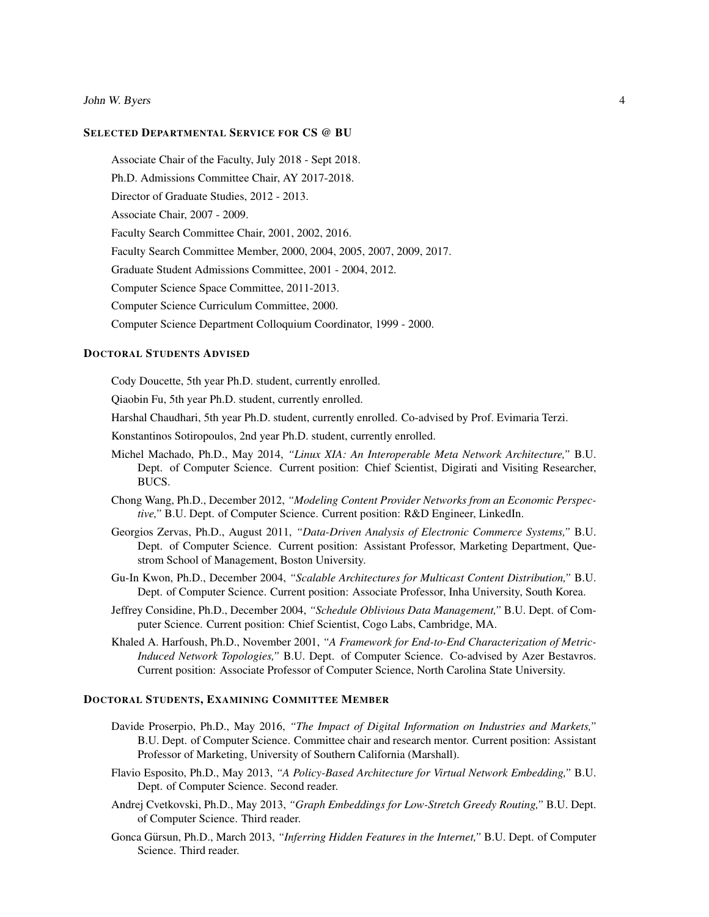## Selected Departmental Service for CS @ BU

Associate Chair of the Faculty, July 2018 - Sept 2018.

Ph.D. Admissions Committee Chair, AY 2017-2018.

Director of Graduate Studies, 2012 - 2013.

Associate Chair, 2007 - 2009.

Faculty Search Committee Chair, 2001, 2002, 2016.

Faculty Search Committee Member, 2000, 2004, 2005, 2007, 2009, 2017.

Graduate Student Admissions Committee, 2001 - 2004, 2012.

Computer Science Space Committee, 2011-2013.

Computer Science Curriculum Committee, 2000.

Computer Science Department Colloquium Coordinator, 1999 - 2000.

## Doctoral Students Advised

Cody Doucette, 5th year Ph.D. student, currently enrolled.

Qiaobin Fu, 5th year Ph.D. student, currently enrolled.

Harshal Chaudhari, 5th year Ph.D. student, currently enrolled. Co-advised by Prof. Evimaria Terzi.

Konstantinos Sotiropoulos, 2nd year Ph.D. student, currently enrolled.

Michel Machado, Ph.D., May 2014, *"Linux XIA: An Interoperable Meta Network Architecture,"* B.U. Dept. of Computer Science. Current position: Chief Scientist, Digirati and Visiting Researcher, BUCS.

Chong Wang, Ph.D., December 2012, *"Modeling Content Provider Networks from an Economic Perspective,"* B.U. Dept. of Computer Science. Current position: R&D Engineer, LinkedIn.

Georgios Zervas, Ph.D., August 2011, *"Data-Driven Analysis of Electronic Commerce Systems,"* B.U. Dept. of Computer Science. Current position: Assistant Professor, Marketing Department, Questrom School of Management, Boston University.

Gu-In Kwon, Ph.D., December 2004, *"Scalable Architectures for Multicast Content Distribution,"* B.U. Dept. of Computer Science. Current position: Associate Professor, Inha University, South Korea.

Jeffrey Considine, Ph.D., December 2004, *"Schedule Oblivious Data Management,"* B.U. Dept. of Computer Science. Current position: Chief Scientist, Cogo Labs, Cambridge, MA.

Khaled A. Harfoush, Ph.D., November 2001, *"A Framework for End-to-End Characterization of Metric-Induced Network Topologies,"* B.U. Dept. of Computer Science. Co-advised by Azer Bestavros. Current position: Associate Professor of Computer Science, North Carolina State University.

## Doctoral Students, Examining Committee Member

Davide Proserpio, Ph.D., May 2016, *"The Impact of Digital Information on Industries and Markets,"* B.U. Dept. of Computer Science. Committee chair and research mentor. Current position: Assistant Professor of Marketing, University of Southern California (Marshall).

Flavio Esposito, Ph.D., May 2013, *"A Policy-Based Architecture for Virtual Network Embedding,"* B.U. Dept. of Computer Science. Second reader.

Andrej Cvetkovski, Ph.D., May 2013, *"Graph Embeddings for Low-Stretch Greedy Routing,"* B.U. Dept. of Computer Science. Third reader.

Gonca Gürsun, Ph.D., March 2013, *"Inferring Hidden Features in the Internet,"* B.U. Dept. of Computer Science. Third reader.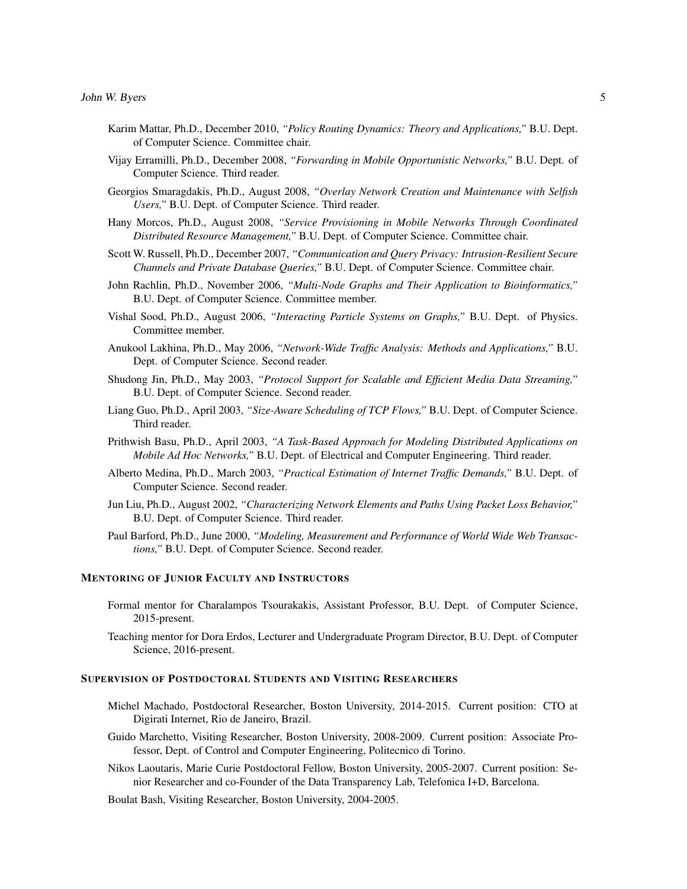Karim Mattar, Ph.D., December 2010, *"Policy Routing Dynamics: Theory and Applications,"* B.U. Dept. of Computer Science. Committee chair.

Vijay Erramilli, Ph.D., December 2008, *"Forwarding in Mobile Opportunistic Networks,"* B.U. Dept. of Computer Science. Third reader.

Georgios Smaragdakis, Ph.D., August 2008, *"Overlay Network Creation and Maintenance with Selfish Users,"* B.U. Dept. of Computer Science. Third reader.

Hany Morcos, Ph.D., August 2008, *"Service Provisioning in Mobile Networks Through Coordinated Distributed Resource Management,"* B.U. Dept. of Computer Science. Committee chair.

Scott W. Russell, Ph.D., December 2007, *"Communication and Query Privacy: Intrusion-Resilient Secure Channels and Private Database Queries,"* B.U. Dept. of Computer Science. Committee chair.

John Rachlin, Ph.D., November 2006, *"Multi-Node Graphs and Their Application to Bioinformatics,"* B.U. Dept. of Computer Science. Committee member.

Vishal Sood, Ph.D., August 2006, *"Interacting Particle Systems on Graphs,"* B.U. Dept. of Physics. Committee member.

Anukool Lakhina, Ph.D., May 2006, *"Network-Wide Traffic Analysis: Methods and Applications,"* B.U. Dept. of Computer Science. Second reader.

Shudong Jin, Ph.D., May 2003, *"Protocol Support for Scalable and Efficient Media Data Streaming,"* B.U. Dept. of Computer Science. Second reader.

Liang Guo, Ph.D., April 2003, *"Size-Aware Scheduling of TCP Flows,"* B.U. Dept. of Computer Science. Third reader.

Prithwish Basu, Ph.D., April 2003, *"A Task-Based Approach for Modeling Distributed Applications on Mobile Ad Hoc Networks,"* B.U. Dept. of Electrical and Computer Engineering. Third reader.

Alberto Medina, Ph.D., March 2003, *"Practical Estimation of Internet Traffic Demands,"* B.U. Dept. of Computer Science. Second reader.

Jun Liu, Ph.D., August 2002, *"Characterizing Network Elements and Paths Using Packet Loss Behavior,"* B.U. Dept. of Computer Science. Third reader.

Paul Barford, Ph.D., June 2000, *"Modeling, Measurement and Performance of World Wide Web Transactions,"* B.U. Dept. of Computer Science. Second reader.

## Mentoring of Junior Faculty and Instructors

Formal mentor for Charalampos Tsourakakis, Assistant Professor, B.U. Dept. of Computer Science, 2015-present.

Teaching mentor for Dora Erdos, Lecturer and Undergraduate Program Director, B.U. Dept. of Computer Science, 2016-present.

## Supervision of Postdoctoral Students and Visiting Researchers

Michel Machado, Postdoctoral Researcher, Boston University, 2014-2015. Current position: CTO at Digirati Internet, Rio de Janeiro, Brazil.

Guido Marchetto, Visiting Researcher, Boston University, 2008-2009. Current position: Associate Professor, Dept. of Control and Computer Engineering, Politecnico di Torino.

Nikos Laoutaris, Marie Curie Postdoctoral Fellow, Boston University, 2005-2007. Current position: Senior Researcher and co-Founder of the Data Transparency Lab, Telefonica I+D, Barcelona.

Boulat Bash, Visiting Researcher, Boston University, 2004-2005.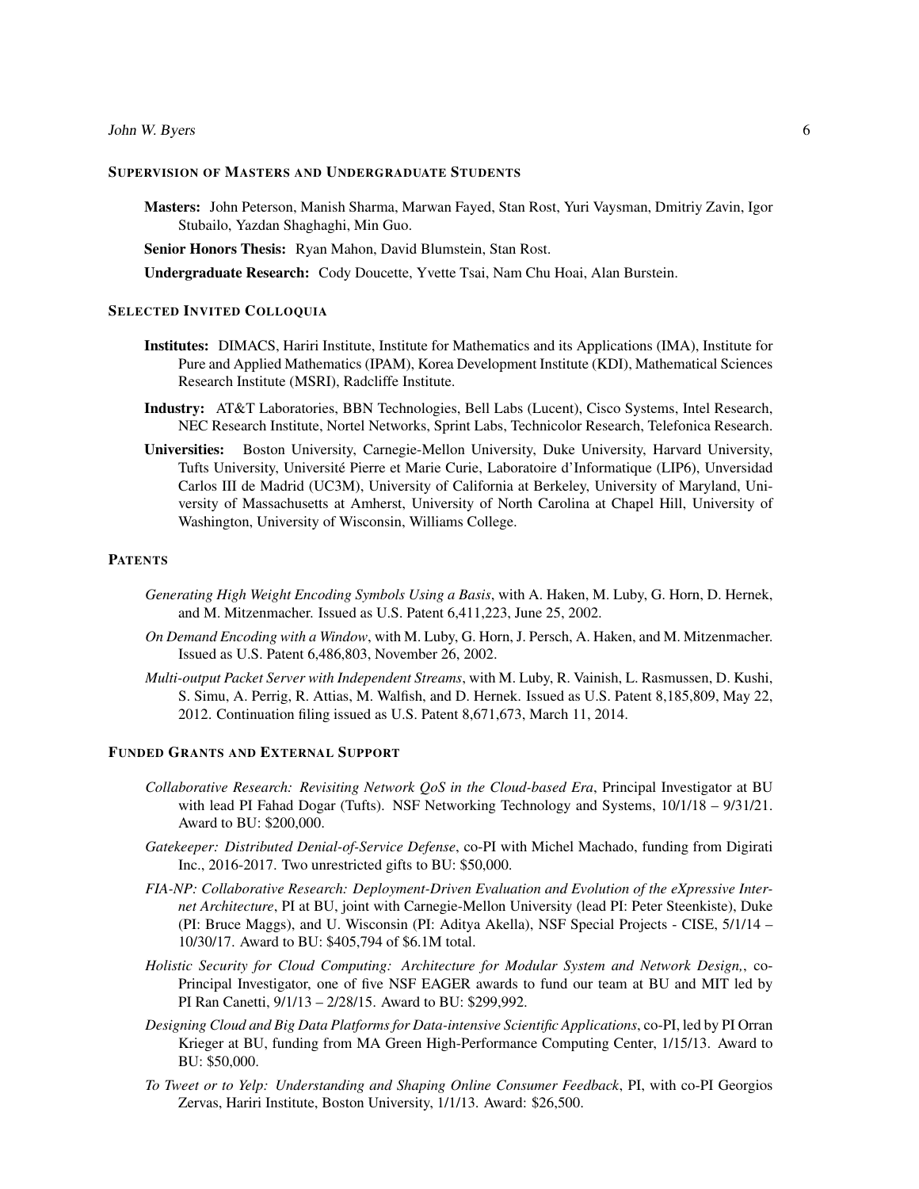## Supervision of Masters and Undergraduate Students

**Masters:** John Peterson, Manish Sharma, Marwan Fayed, Stan Rost, Yuri Vaysman, Dmitriy Zavin, Igor Stubailo, Yazdan Shaghaghi, Min Guo.

**Senior Honors Thesis:** Ryan Mahon, David Blumstein, Stan Rost.

**Undergraduate Research:** Cody Doucette, Yvette Tsai, Nam Chu Hoai, Alan Burstein.

## Selected Invited Colloquia

**Institutes:** DIMACS, Hariri Institute, Institute for Mathematics and its Applications (IMA), Institute for Pure and Applied Mathematics (IPAM), Korea Development Institute (KDI), Mathematical Sciences Research Institute (MSRI), Radcliffe Institute.

**Industry:** AT&T Laboratories, BBN Technologies, Bell Labs (Lucent), Cisco Systems, Intel Research, NEC Research Institute, Nortel Networks, Sprint Labs, Technicolor Research, Telefonica Research.

**Universities:** Boston University, Carnegie-Mellon University, Duke University, Harvard University, Tufts University, Université Pierre et Marie Curie, Laboratoire d'Informatique (LIP6), Unversidad Carlos III de Madrid (UC3M), University of California at Berkeley, University of Maryland, University of Massachusetts at Amherst, University of North Carolina at Chapel Hill, University of Washington, University of Wisconsin, Williams College.

## Patents

*Generating High Weight Encoding Symbols Using a Basis*, with A. Haken, M. Luby, G. Horn, D. Hernek, and M. Mitzenmacher. Issued as U.S. Patent 6,411,223, June 25, 2002.

*On Demand Encoding with a Window*, with M. Luby, G. Horn, J. Persch, A. Haken, and M. Mitzenmacher. Issued as U.S. Patent 6,486,803, November 26, 2002.

*Multi-output Packet Server with Independent Streams*, with M. Luby, R. Vainish, L. Rasmussen, D. Kushi, S. Simu, A. Perrig, R. Attias, M. Walfish, and D. Hernek. Issued as U.S. Patent 8,185,809, May 22, 2012. Continuation filing issued as U.S. Patent 8,671,673, March 11, 2014.

## Funded Grants and External Support

*Collaborative Research: Revisiting Network QoS in the Cloud-based Era*, Principal Investigator at BU with lead PI Fahad Dogar (Tufts). NSF Networking Technology and Systems, 10/1/18 – 9/31/21. Award to BU: $200,000.

*Gatekeeper: Distributed Denial-of-Service Defense*, co-PI with Michel Machado, funding from Digirati Inc., 2016-2017. Two unrestricted gifts to BU: $50,000.

*FIA-NP: Collaborative Research: Deployment-Driven Evaluation and Evolution of the eXpressive Internet Architecture*, PI at BU, joint with Carnegie-Mellon University (lead PI: Peter Steenkiste), Duke (PI: Bruce Maggs), and U. Wisconsin (PI: Aditya Akella), NSF Special Projects - CISE, 5/1/14 – 10/30/17. Award to BU: $405,794 of $6.1M total.

*Holistic Security for Cloud Computing: Architecture for Modular System and Network Design,*, co-Principal Investigator, one of five NSF EAGER awards to fund our team at BU and MIT led by PI Ran Canetti, 9/1/13 – 2/28/15. Award to BU: $299,992.

*Designing Cloud and Big Data Platforms for Data-intensive Scientific Applications*, co-PI, led by PI Orran Krieger at BU, funding from MA Green High-Performance Computing Center, 1/15/13. Award to BU: $50,000.

*To Tweet or to Yelp: Understanding and Shaping Online Consumer Feedback*, PI, with co-PI Georgios Zervas, Hariri Institute, Boston University, 1/1/13. Award: $26,500.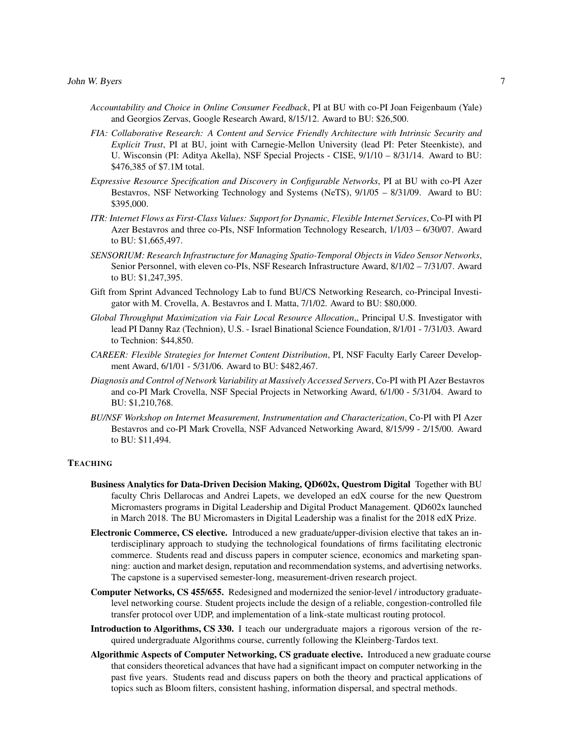*Accountability and Choice in Online Consumer Feedback*, PI at BU with co-PI Joan Feigenbaum (Yale) and Georgios Zervas, Google Research Award, 8/15/12. Award to BU: $26,500.

*FIA: Collaborative Research: A Content and Service Friendly Architecture with Intrinsic Security and Explicit Trust*, PI at BU, joint with Carnegie-Mellon University (lead PI: Peter Steenkiste), and U. Wisconsin (PI: Aditya Akella), NSF Special Projects - CISE, 9/1/10 – 8/31/14. Award to BU: $476,385 of $7.1M total.

*Expressive Resource Specification and Discovery in Configurable Networks*, PI at BU with co-PI Azer Bestavros, NSF Networking Technology and Systems (NeTS), 9/1/05 – 8/31/09. Award to BU: $395,000.

*ITR: Internet Flows as First-Class Values: Support for Dynamic, Flexible Internet Services*, Co-PI with PI Azer Bestavros and three co-PIs, NSF Information Technology Research, 1/1/03 – 6/30/07. Award to BU: $1,665,497.

*SENSORIUM: Research Infrastructure for Managing Spatio-Temporal Objects in Video Sensor Networks*, Senior Personnel, with eleven co-PIs, NSF Research Infrastructure Award, 8/1/02 – 7/31/07. Award to BU: $1,247,395.

Gift from Sprint Advanced Technology Lab to fund BU/CS Networking Research, co-Principal Investigator with M. Crovella, A. Bestavros and I. Matta, 7/1/02. Award to BU: $80,000.

*Global Throughput Maximization via Fair Local Resource Allocation*,, Principal U.S. Investigator with lead PI Danny Raz (Technion), U.S. - Israel Binational Science Foundation, 8/1/01 - 7/31/03. Award to Technion: $44,850.

*CAREER: Flexible Strategies for Internet Content Distribution*, PI, NSF Faculty Early Career Development Award, 6/1/01 - 5/31/06. Award to BU: $482,467.

*Diagnosis and Control of Network Variability at Massively Accessed Servers*, Co-PI with PI Azer Bestavros and co-PI Mark Crovella, NSF Special Projects in Networking Award, 6/1/00 - 5/31/04. Award to BU: $1,210,768.

*BU/NSF Workshop on Internet Measurement, Instrumentation and Characterization*, Co-PI with PI Azer Bestavros and co-PI Mark Crovella, NSF Advanced Networking Award, 8/15/99 - 2/15/00. Award to BU: $11,494.

## Teaching

**Business Analytics for Data-Driven Decision Making, QD602x, Questrom Digital** Together with BU faculty Chris Dellarocas and Andrei Lapets, we developed an edX course for the new Questrom Micromasters programs in Digital Leadership and Digital Product Management. QD602x launched in March 2018. The BU Micromasters in Digital Leadership was a finalist for the 2018 edX Prize.

**Electronic Commerce, CS elective.** Introduced a new graduate/upper-division elective that takes an interdisciplinary approach to studying the technological foundations of firms facilitating electronic commerce. Students read and discuss papers in computer science, economics and marketing spanning: auction and market design, reputation and recommendation systems, and advertising networks. The capstone is a supervised semester-long, measurement-driven research project.

**Computer Networks, CS 455/655.** Redesigned and modernized the senior-level / introductory graduate-level networking course. Student projects include the design of a reliable, congestion-controlled file transfer protocol over UDP, and implementation of a link-state multicast routing protocol.

**Introduction to Algorithms, CS 330.** I teach our undergraduate majors a rigorous version of the required undergraduate Algorithms course, currently following the Kleinberg-Tardos text.

**Algorithmic Aspects of Computer Networking, CS graduate elective.** Introduced a new graduate course that considers theoretical advances that have had a significant impact on computer networking in the past five years. Students read and discuss papers on both the theory and practical applications of topics such as Bloom filters, consistent hashing, information dispersal, and spectral methods.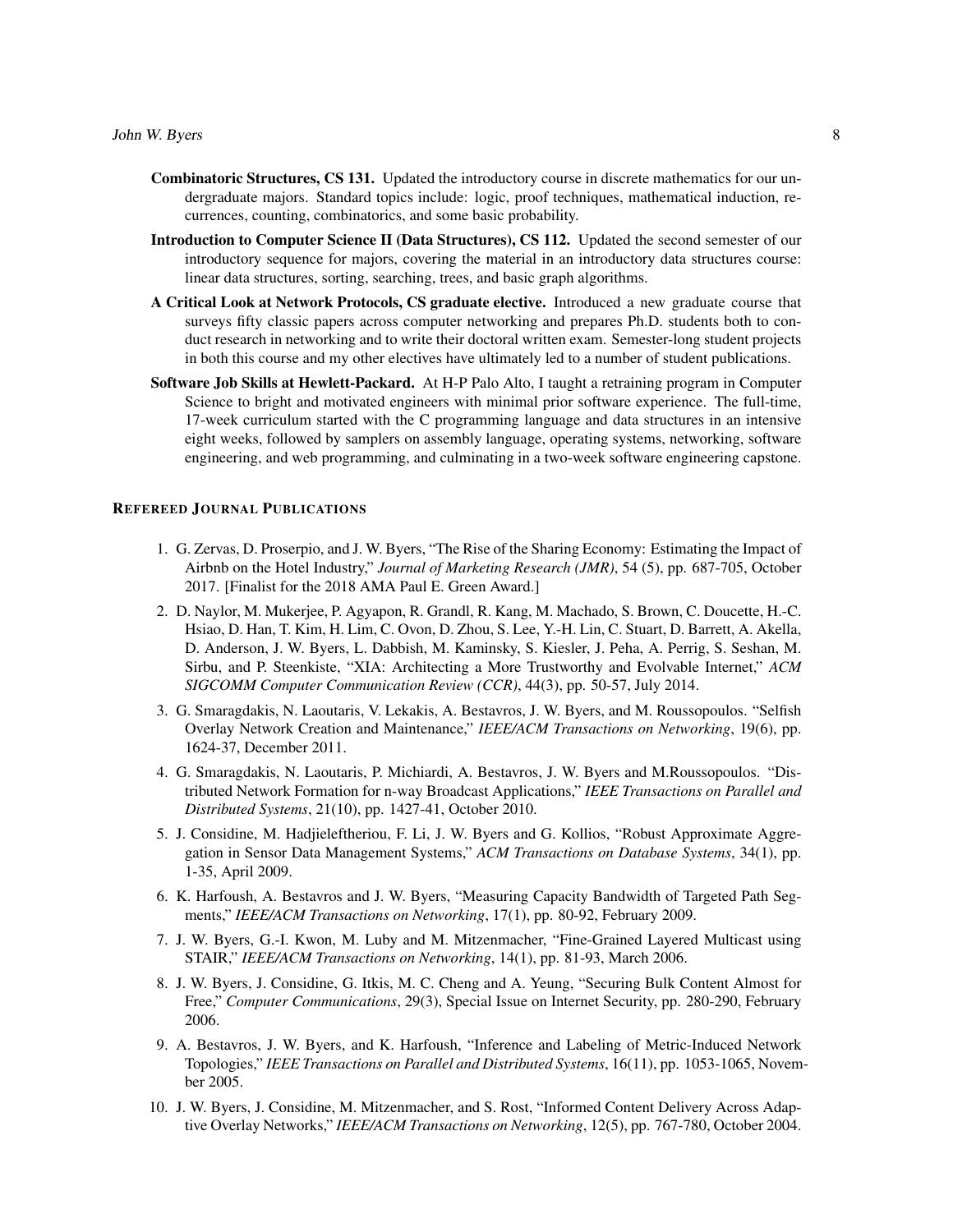**Combinatoric Structures, CS 131.** Updated the introductory course in discrete mathematics for our undergraduate majors. Standard topics include: logic, proof techniques, mathematical induction, recurrences, counting, combinatorics, and some basic probability.

**Introduction to Computer Science II (Data Structures), CS 112.** Updated the second semester of our introductory sequence for majors, covering the material in an introductory data structures course: linear data structures, sorting, searching, trees, and basic graph algorithms.

**A Critical Look at Network Protocols, CS graduate elective.** Introduced a new graduate course that surveys fifty classic papers across computer networking and prepares Ph.D. students both to conduct research in networking and to write their doctoral written exam. Semester-long student projects in both this course and my other electives have ultimately led to a number of student publications.

**Software Job Skills at Hewlett-Packard.** At H-P Palo Alto, I taught a retraining program in Computer Science to bright and motivated engineers with minimal prior software experience. The full-time, 17-week curriculum started with the C programming language and data structures in an intensive eight weeks, followed by samplers on assembly language, operating systems, networking, software engineering, and web programming, and culminating in a two-week software engineering capstone.

## REFEREED JOURNAL PUBLICATIONS

1. G. Zervas, D. Proserpio, and J. W. Byers, "The Rise of the Sharing Economy: Estimating the Impact of Airbnb on the Hotel Industry," *Journal of Marketing Research (JMR)*, 54 (5), pp. 687-705, October 2017. [Finalist for the 2018 AMA Paul E. Green Award.]
2. D. Naylor, M. Mukerjee, P. Agyapon, R. Grandl, R. Kang, M. Machado, S. Brown, C. Doucette, H.-C. Hsiao, D. Han, T. Kim, H. Lim, C. Ovon, D. Zhou, S. Lee, Y.-H. Lin, C. Stuart, D. Barrett, A. Akella, D. Anderson, J. W. Byers, L. Dabbish, M. Kaminsky, S. Kiesler, J. Peha, A. Perrig, S. Seshan, M. Sirbu, and P. Steenkiste, "XIA: Architecting a More Trustworthy and Evolvable Internet," *ACM SIGCOMM Computer Communication Review (CCR)*, 44(3), pp. 50-57, July 2014.
3. G. Smaragdakis, N. Laoutaris, V. Lekakis, A. Bestavros, J. W. Byers, and M. Roussopoulos. "Selfish Overlay Network Creation and Maintenance," *IEEE/ACM Transactions on Networking*, 19(6), pp. 1624-37, December 2011.
4. G. Smaragdakis, N. Laoutaris, P. Michiardi, A. Bestavros, J. W. Byers and M.Roussopoulos. "Distributed Network Formation for n-way Broadcast Applications," *IEEE Transactions on Parallel and Distributed Systems*, 21(10), pp. 1427-41, October 2010.
5. J. Considine, M. Hadjieleftheriou, F. Li, J. W. Byers and G. Kollios, "Robust Approximate Aggregation in Sensor Data Management Systems," *ACM Transactions on Database Systems*, 34(1), pp. 1-35, April 2009.
6. K. Harfoush, A. Bestavros and J. W. Byers, "Measuring Capacity Bandwidth of Targeted Path Segments," *IEEE/ACM Transactions on Networking*, 17(1), pp. 80-92, February 2009.
7. J. W. Byers, G.-I. Kwon, M. Luby and M. Mitzenmacher, "Fine-Grained Layered Multicast using STAIR," *IEEE/ACM Transactions on Networking*, 14(1), pp. 81-93, March 2006.
8. J. W. Byers, J. Considine, G. Itkis, M. C. Cheng and A. Yeung, "Securing Bulk Content Almost for Free," *Computer Communications*, 29(3), Special Issue on Internet Security, pp. 280-290, February 2006.
9. A. Bestavros, J. W. Byers, and K. Harfoush, "Inference and Labeling of Metric-Induced Network Topologies," *IEEE Transactions on Parallel and Distributed Systems*, 16(11), pp. 1053-1065, November 2005.
10. J. W. Byers, J. Considine, M. Mitzenmacher, and S. Rost, "Informed Content Delivery Across Adaptive Overlay Networks," *IEEE/ACM Transactions on Networking*, 12(5), pp. 767-780, October 2004.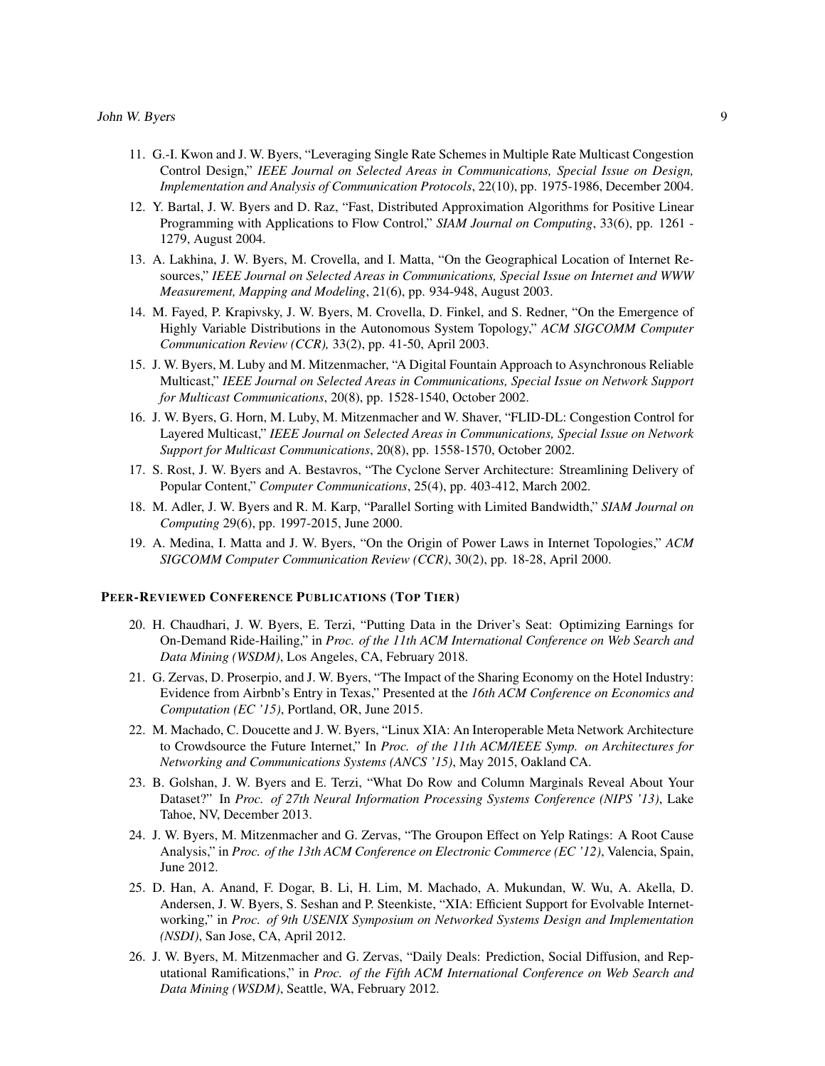11. G.-I. Kwon and J. W. Byers, "Leveraging Single Rate Schemes in Multiple Rate Multicast Congestion Control Design," *IEEE Journal on Selected Areas in Communications, Special Issue on Design, Implementation and Analysis of Communication Protocols*, 22(10), pp. 1975-1986, December 2004.
12. Y. Bartal, J. W. Byers and D. Raz, "Fast, Distributed Approximation Algorithms for Positive Linear Programming with Applications to Flow Control," *SIAM Journal on Computing*, 33(6), pp. 1261 - 1279, August 2004.
13. A. Lakhina, J. W. Byers, M. Crovella, and I. Matta, "On the Geographical Location of Internet Resources," *IEEE Journal on Selected Areas in Communications, Special Issue on Internet and WWW Measurement, Mapping and Modeling*, 21(6), pp. 934-948, August 2003.
14. M. Fayed, P. Krapivsky, J. W. Byers, M. Crovella, D. Finkel, and S. Redner, "On the Emergence of Highly Variable Distributions in the Autonomous System Topology," *ACM SIGCOMM Computer Communication Review (CCR),* 33(2), pp. 41-50, April 2003.
15. J. W. Byers, M. Luby and M. Mitzenmacher, "A Digital Fountain Approach to Asynchronous Reliable Multicast," *IEEE Journal on Selected Areas in Communications, Special Issue on Network Support for Multicast Communications*, 20(8), pp. 1528-1540, October 2002.
16. J. W. Byers, G. Horn, M. Luby, M. Mitzenmacher and W. Shaver, "FLID-DL: Congestion Control for Layered Multicast," *IEEE Journal on Selected Areas in Communications, Special Issue on Network Support for Multicast Communications*, 20(8), pp. 1558-1570, October 2002.
17. S. Rost, J. W. Byers and A. Bestavros, "The Cyclone Server Architecture: Streamlining Delivery of Popular Content," *Computer Communications*, 25(4), pp. 403-412, March 2002.
18. M. Adler, J. W. Byers and R. M. Karp, "Parallel Sorting with Limited Bandwidth," *SIAM Journal on Computing* 29(6), pp. 1997-2015, June 2000.
19. A. Medina, I. Matta and J. W. Byers, "On the Origin of Power Laws in Internet Topologies," *ACM SIGCOMM Computer Communication Review (CCR)*, 30(2), pp. 18-28, April 2000.

#### PEER-REVIEWED CONFERENCE PUBLICATIONS (TOP TIER)

20. H. Chaudhari, J. W. Byers, E. Terzi, "Putting Data in the Driver's Seat: Optimizing Earnings for On-Demand Ride-Hailing," in *Proc. of the 11th ACM International Conference on Web Search and Data Mining (WSDM)*, Los Angeles, CA, February 2018.
21. G. Zervas, D. Proserpio, and J. W. Byers, "The Impact of the Sharing Economy on the Hotel Industry: Evidence from Airbnb's Entry in Texas," Presented at the *16th ACM Conference on Economics and Computation (EC '15)*, Portland, OR, June 2015.
22. M. Machado, C. Doucette and J. W. Byers, "Linux XIA: An Interoperable Meta Network Architecture to Crowdsource the Future Internet," In *Proc. of the 11th ACM/IEEE Symp. on Architectures for Networking and Communications Systems (ANCS '15)*, May 2015, Oakland CA.
23. B. Golshan, J. W. Byers and E. Terzi, "What Do Row and Column Marginals Reveal About Your Dataset?" In *Proc. of 27th Neural Information Processing Systems Conference (NIPS '13)*, Lake Tahoe, NV, December 2013.
24. J. W. Byers, M. Mitzenmacher and G. Zervas, "The Groupon Effect on Yelp Ratings: A Root Cause Analysis," in *Proc. of the 13th ACM Conference on Electronic Commerce (EC '12)*, Valencia, Spain, June 2012.
25. D. Han, A. Anand, F. Dogar, B. Li, H. Lim, M. Machado, A. Mukundan, W. Wu, A. Akella, D. Andersen, J. W. Byers, S. Seshan and P. Steenkiste, "XIA: Efficient Support for Evolvable Internetworking," in *Proc. of 9th USENIX Symposium on Networked Systems Design and Implementation (NSDI)*, San Jose, CA, April 2012.
26. J. W. Byers, M. Mitzenmacher and G. Zervas, "Daily Deals: Prediction, Social Diffusion, and Reputational Ramifications," in *Proc. of the Fifth ACM International Conference on Web Search and Data Mining (WSDM)*, Seattle, WA, February 2012.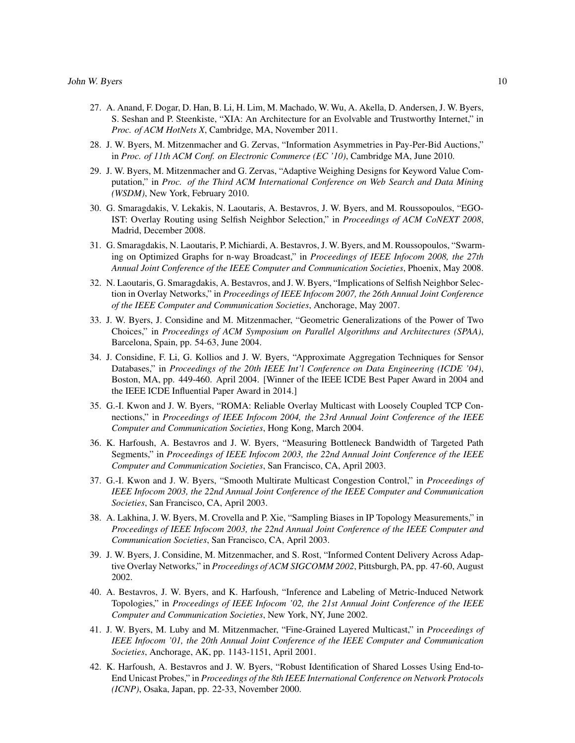27. A. Anand, F. Dogar, D. Han, B. Li, H. Lim, M. Machado, W. Wu, A. Akella, D. Andersen, J. W. Byers, S. Seshan and P. Steenkiste, "XIA: An Architecture for an Evolvable and Trustworthy Internet," in *Proc. of ACM HotNets X*, Cambridge, MA, November 2011.

28. J. W. Byers, M. Mitzenmacher and G. Zervas, "Information Asymmetries in Pay-Per-Bid Auctions," in *Proc. of 11th ACM Conf. on Electronic Commerce (EC '10)*, Cambridge MA, June 2010.

29. J. W. Byers, M. Mitzenmacher and G. Zervas, "Adaptive Weighing Designs for Keyword Value Computation," in *Proc. of the Third ACM International Conference on Web Search and Data Mining (WSDM)*, New York, February 2010.

30. G. Smaragdakis, V. Lekakis, N. Laoutaris, A. Bestavros, J. W. Byers, and M. Roussopoulos, "EGOIST: Overlay Routing using Selfish Neighbor Selection," in *Proceedings of ACM CoNEXT 2008*, Madrid, December 2008.

31. G. Smaragdakis, N. Laoutaris, P. Michiardi, A. Bestavros, J. W. Byers, and M. Roussopoulos, "Swarming on Optimized Graphs for n-way Broadcast," in *Proceedings of IEEE Infocom 2008, the 27th Annual Joint Conference of the IEEE Computer and Communication Societies*, Phoenix, May 2008.

32. N. Laoutaris, G. Smaragdakis, A. Bestavros, and J. W. Byers, "Implications of Selfish Neighbor Selection in Overlay Networks," in *Proceedings of IEEE Infocom 2007, the 26th Annual Joint Conference of the IEEE Computer and Communication Societies*, Anchorage, May 2007.

33. J. W. Byers, J. Considine and M. Mitzenmacher, "Geometric Generalizations of the Power of Two Choices," in *Proceedings of ACM Symposium on Parallel Algorithms and Architectures (SPAA)*, Barcelona, Spain, pp. 54-63, June 2004.

34. J. Considine, F. Li, G. Kollios and J. W. Byers, "Approximate Aggregation Techniques for Sensor Databases," in *Proceedings of the 20th IEEE Int'l Conference on Data Engineering (ICDE '04)*, Boston, MA, pp. 449-460. April 2004. [Winner of the IEEE ICDE Best Paper Award in 2004 and the IEEE ICDE Influential Paper Award in 2014.]

35. G.-I. Kwon and J. W. Byers, "ROMA: Reliable Overlay Multicast with Loosely Coupled TCP Connections," in *Proceedings of IEEE Infocom 2004, the 23rd Annual Joint Conference of the IEEE Computer and Communication Societies*, Hong Kong, March 2004.

36. K. Harfoush, A. Bestavros and J. W. Byers, "Measuring Bottleneck Bandwidth of Targeted Path Segments," in *Proceedings of IEEE Infocom 2003, the 22nd Annual Joint Conference of the IEEE Computer and Communication Societies*, San Francisco, CA, April 2003.

37. G.-I. Kwon and J. W. Byers, "Smooth Multirate Multicast Congestion Control," in *Proceedings of IEEE Infocom 2003, the 22nd Annual Joint Conference of the IEEE Computer and Communication Societies*, San Francisco, CA, April 2003.

38. A. Lakhina, J. W. Byers, M. Crovella and P. Xie, "Sampling Biases in IP Topology Measurements," in *Proceedings of IEEE Infocom 2003, the 22nd Annual Joint Conference of the IEEE Computer and Communication Societies*, San Francisco, CA, April 2003.

39. J. W. Byers, J. Considine, M. Mitzenmacher, and S. Rost, "Informed Content Delivery Across Adaptive Overlay Networks," in *Proceedings of ACM SIGCOMM 2002*, Pittsburgh, PA, pp. 47-60, August 2002.

40. A. Bestavros, J. W. Byers, and K. Harfoush, "Inference and Labeling of Metric-Induced Network Topologies," in *Proceedings of IEEE Infocom '02, the 21st Annual Joint Conference of the IEEE Computer and Communication Societies*, New York, NY, June 2002.

41. J. W. Byers, M. Luby and M. Mitzenmacher, "Fine-Grained Layered Multicast," in *Proceedings of IEEE Infocom '01, the 20th Annual Joint Conference of the IEEE Computer and Communication Societies*, Anchorage, AK, pp. 1143-1151, April 2001.

42. K. Harfoush, A. Bestavros and J. W. Byers, "Robust Identification of Shared Losses Using End-to-End Unicast Probes," in *Proceedings of the 8th IEEE International Conference on Network Protocols (ICNP)*, Osaka, Japan, pp. 22-33, November 2000.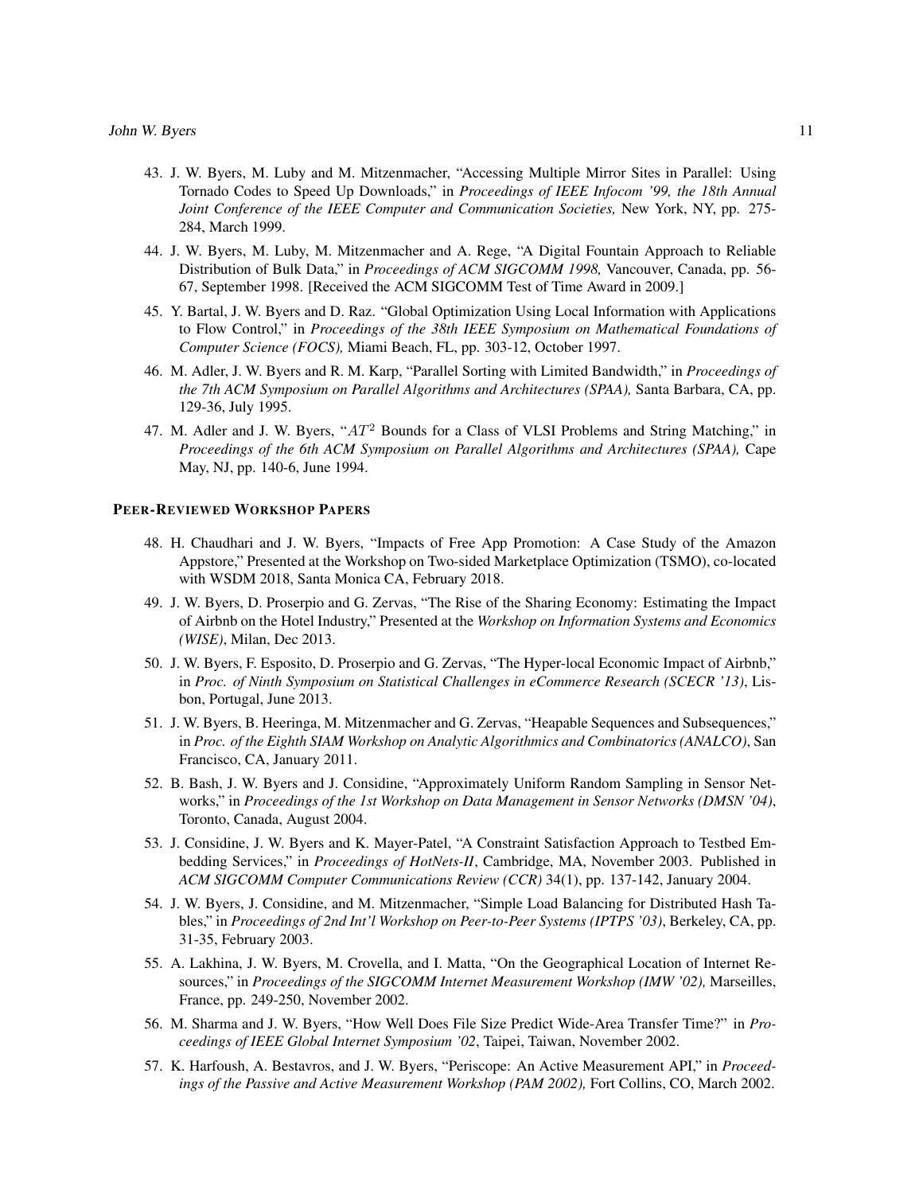43. J. W. Byers, M. Luby and M. Mitzenmacher, "Accessing Multiple Mirror Sites in Parallel: Using Tornado Codes to Speed Up Downloads," in *Proceedings of IEEE Infocom '99, the 18th Annual Joint Conference of the IEEE Computer and Communication Societies,* New York, NY, pp. 275-284, March 1999.

44. J. W. Byers, M. Luby, M. Mitzenmacher and A. Rege, "A Digital Fountain Approach to Reliable Distribution of Bulk Data," in *Proceedings of ACM SIGCOMM 1998,* Vancouver, Canada, pp. 56-67, September 1998. [Received the ACM SIGCOMM Test of Time Award in 2009.]

45. Y. Bartal, J. W. Byers and D. Raz. "Global Optimization Using Local Information with Applications to Flow Control," in *Proceedings of the 38th IEEE Symposium on Mathematical Foundations of Computer Science (FOCS),* Miami Beach, FL, pp. 303-12, October 1997.

46. M. Adler, J. W. Byers and R. M. Karp, "Parallel Sorting with Limited Bandwidth," in *Proceedings of the 7th ACM Symposium on Parallel Algorithms and Architectures (SPAA),* Santa Barbara, CA, pp. 129-36, July 1995.

47. M. Adler and J. W. Byers, "$AT^2$ Bounds for a Class of VLSI Problems and String Matching," in *Proceedings of the 6th ACM Symposium on Parallel Algorithms and Architectures (SPAA),* Cape May, NJ, pp. 140-6, June 1994.

### PEER-REVIEWED WORKSHOP PAPERS

48. H. Chaudhari and J. W. Byers, "Impacts of Free App Promotion: A Case Study of the Amazon Appstore," Presented at the Workshop on Two-sided Marketplace Optimization (TSMO), co-located with WSDM 2018, Santa Monica CA, February 2018.

49. J. W. Byers, D. Proserpio and G. Zervas, "The Rise of the Sharing Economy: Estimating the Impact of Airbnb on the Hotel Industry," Presented at the *Workshop on Information Systems and Economics (WISE)*, Milan, Dec 2013.

50. J. W. Byers, F. Esposito, D. Proserpio and G. Zervas, "The Hyper-local Economic Impact of Airbnb," in *Proc. of Ninth Symposium on Statistical Challenges in eCommerce Research (SCECR '13)*, Lisbon, Portugal, June 2013.

51. J. W. Byers, B. Heeringa, M. Mitzenmacher and G. Zervas, "Heapable Sequences and Subsequences," in *Proc. of the Eighth SIAM Workshop on Analytic Algorithmics and Combinatorics (ANALCO)*, San Francisco, CA, January 2011.

52. B. Bash, J. W. Byers and J. Considine, "Approximately Uniform Random Sampling in Sensor Networks," in *Proceedings of the 1st Workshop on Data Management in Sensor Networks (DMSN '04)*, Toronto, Canada, August 2004.

53. J. Considine, J. W. Byers and K. Mayer-Patel, "A Constraint Satisfaction Approach to Testbed Embedding Services," in *Proceedings of HotNets-II*, Cambridge, MA, November 2003. Published in *ACM SIGCOMM Computer Communications Review (CCR)* 34(1), pp. 137-142, January 2004.

54. J. W. Byers, J. Considine, and M. Mitzenmacher, "Simple Load Balancing for Distributed Hash Tables," in *Proceedings of 2nd Int'l Workshop on Peer-to-Peer Systems (IPTPS '03)*, Berkeley, CA, pp. 31-35, February 2003.

55. A. Lakhina, J. W. Byers, M. Crovella, and I. Matta, "On the Geographical Location of Internet Resources," in *Proceedings of the SIGCOMM Internet Measurement Workshop (IMW '02),* Marseilles, France, pp. 249-250, November 2002.

56. M. Sharma and J. W. Byers, "How Well Does File Size Predict Wide-Area Transfer Time?" in *Proceedings of IEEE Global Internet Symposium '02*, Taipei, Taiwan, November 2002.

57. K. Harfoush, A. Bestavros, and J. W. Byers, "Periscope: An Active Measurement API," in *Proceedings of the Passive and Active Measurement Workshop (PAM 2002),* Fort Collins, CO, March 2002.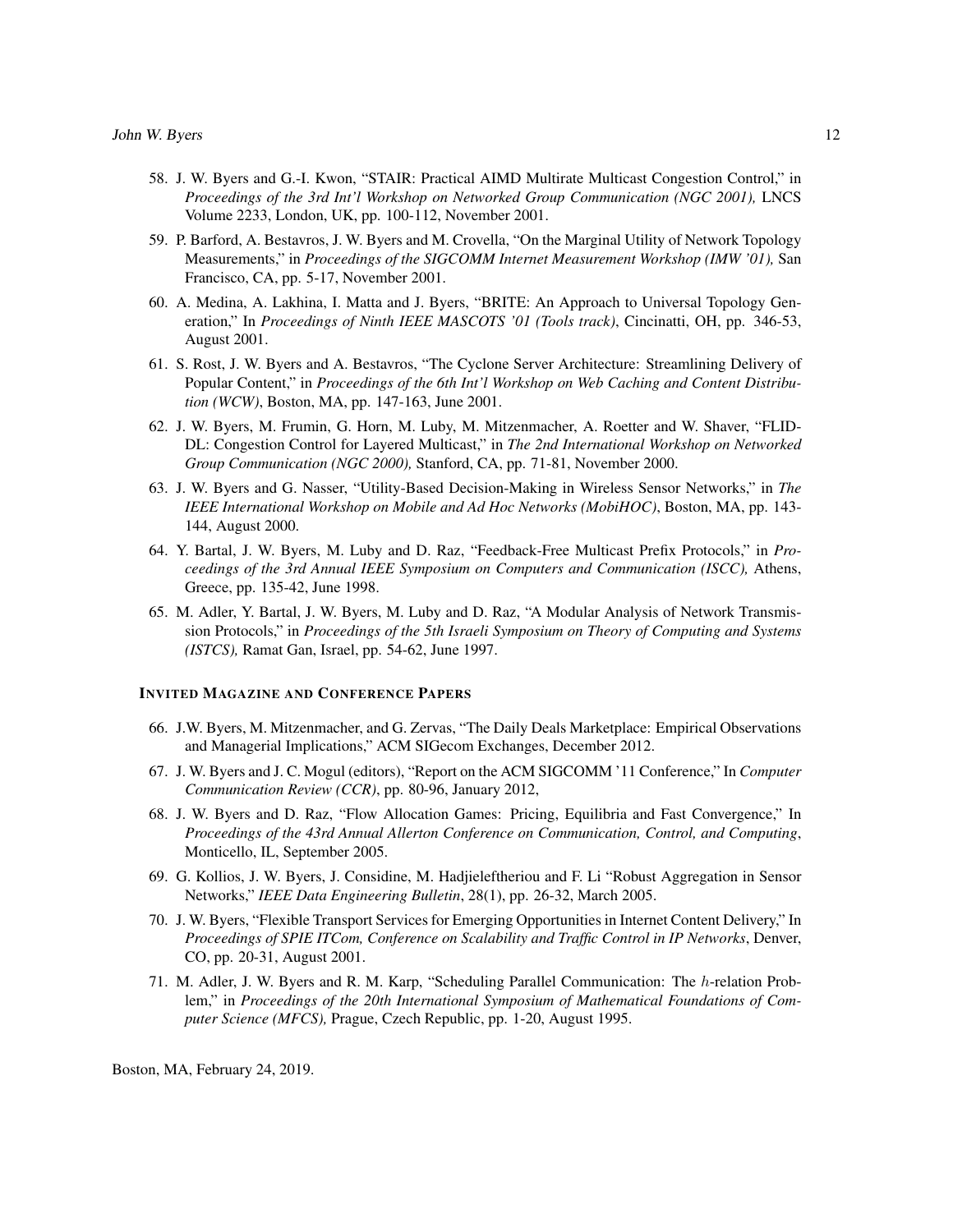58. J. W. Byers and G.-I. Kwon, "STAIR: Practical AIMD Multirate Multicast Congestion Control," in *Proceedings of the 3rd Int'l Workshop on Networked Group Communication (NGC 2001),* LNCS Volume 2233, London, UK, pp. 100-112, November 2001.
59. P. Barford, A. Bestavros, J. W. Byers and M. Crovella, "On the Marginal Utility of Network Topology Measurements," in *Proceedings of the SIGCOMM Internet Measurement Workshop (IMW '01),* San Francisco, CA, pp. 5-17, November 2001.
60. A. Medina, A. Lakhina, I. Matta and J. Byers, "BRITE: An Approach to Universal Topology Generation," In *Proceedings of Ninth IEEE MASCOTS '01 (Tools track)*, Cincinatti, OH, pp. 346-53, August 2001.
61. S. Rost, J. W. Byers and A. Bestavros, "The Cyclone Server Architecture: Streamlining Delivery of Popular Content," in *Proceedings of the 6th Int'l Workshop on Web Caching and Content Distribution (WCW)*, Boston, MA, pp. 147-163, June 2001.
62. J. W. Byers, M. Frumin, G. Horn, M. Luby, M. Mitzenmacher, A. Roetter and W. Shaver, "FLID-DL: Congestion Control for Layered Multicast," in *The 2nd International Workshop on Networked Group Communication (NGC 2000),* Stanford, CA, pp. 71-81, November 2000.
63. J. W. Byers and G. Nasser, "Utility-Based Decision-Making in Wireless Sensor Networks," in *The IEEE International Workshop on Mobile and Ad Hoc Networks (MobiHOC)*, Boston, MA, pp. 143-144, August 2000.
64. Y. Bartal, J. W. Byers, M. Luby and D. Raz, "Feedback-Free Multicast Prefix Protocols," in *Proceedings of the 3rd Annual IEEE Symposium on Computers and Communication (ISCC),* Athens, Greece, pp. 135-42, June 1998.
65. M. Adler, Y. Bartal, J. W. Byers, M. Luby and D. Raz, "A Modular Analysis of Network Transmission Protocols," in *Proceedings of the 5th Israeli Symposium on Theory of Computing and Systems (ISTCS),* Ramat Gan, Israel, pp. 54-62, June 1997.

### INVITED MAGAZINE AND CONFERENCE PAPERS

66. J.W. Byers, M. Mitzenmacher, and G. Zervas, "The Daily Deals Marketplace: Empirical Observations and Managerial Implications," ACM SIGecom Exchanges, December 2012.
67. J. W. Byers and J. C. Mogul (editors), "Report on the ACM SIGCOMM '11 Conference," In *Computer Communication Review (CCR)*, pp. 80-96, January 2012,
68. J. W. Byers and D. Raz, "Flow Allocation Games: Pricing, Equilibria and Fast Convergence," In *Proceedings of the 43rd Annual Allerton Conference on Communication, Control, and Computing*, Monticello, IL, September 2005.
69. G. Kollios, J. W. Byers, J. Considine, M. Hadjieleftheriou and F. Li "Robust Aggregation in Sensor Networks," *IEEE Data Engineering Bulletin*, 28(1), pp. 26-32, March 2005.
70. J. W. Byers, "Flexible Transport Services for Emerging Opportunities in Internet Content Delivery," In *Proceedings of SPIE ITCom, Conference on Scalability and Traffic Control in IP Networks*, Denver, CO, pp. 20-31, August 2001.
71. M. Adler, J. W. Byers and R. M. Karp, "Scheduling Parallel Communication: The $h$-relation Problem," in *Proceedings of the 20th International Symposium of Mathematical Foundations of Computer Science (MFCS),* Prague, Czech Republic, pp. 1-20, August 1995.

Boston, MA, February 24, 2019.